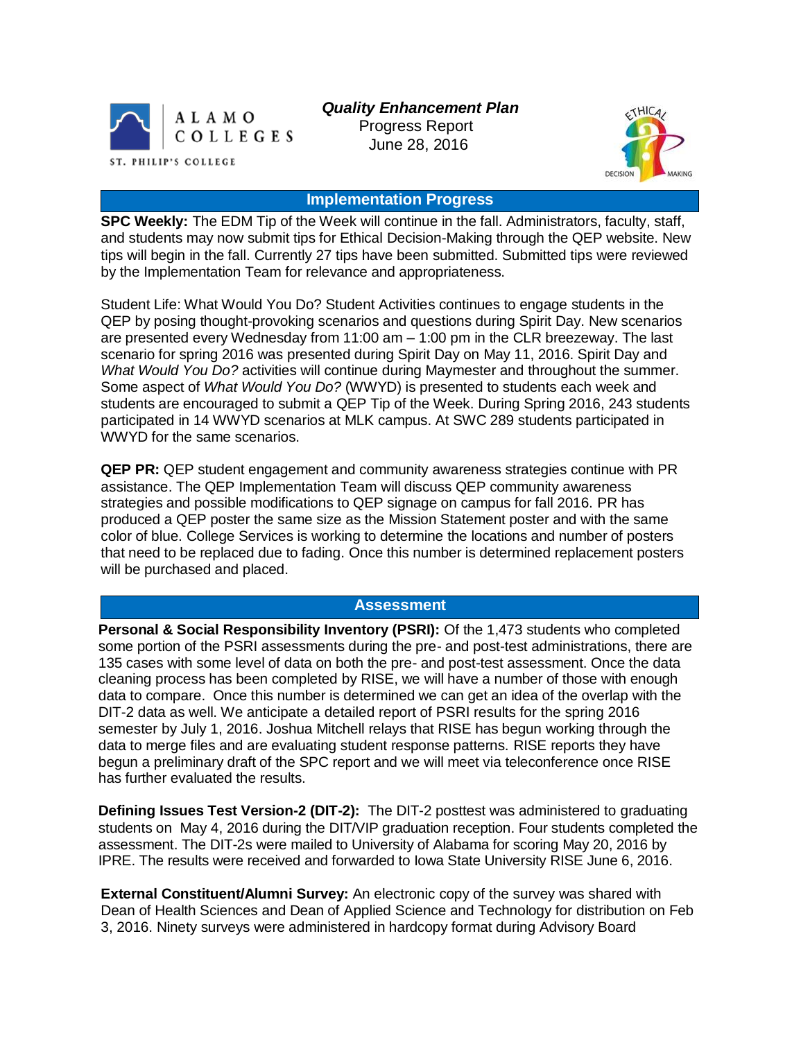ALAMO COLLEGES
ST. PHILIP'S COLLEGE

# *Quality Enhancement Plan*

Progress Report
June 28, 2016

ETHICAL DECISION MAKING

## Implementation Progress

**SPC Weekly:** The EDM Tip of the Week will continue in the fall. Administrators, faculty, staff, and students may now submit tips for Ethical Decision-Making through the QEP website. New tips will begin in the fall. Currently 27 tips have been submitted. Submitted tips were reviewed by the Implementation Team for relevance and appropriateness.

Student Life: What Would You Do? Student Activities continues to engage students in the QEP by posing thought-provoking scenarios and questions during Spirit Day. New scenarios are presented every Wednesday from 11:00 am – 1:00 pm in the CLR breezeway. The last scenario for spring 2016 was presented during Spirit Day on May 11, 2016. Spirit Day and *What Would You Do?* activities will continue during Maymester and throughout the summer. Some aspect of *What Would You Do?* (WWYD) is presented to students each week and students are encouraged to submit a QEP Tip of the Week. During Spring 2016, 243 students participated in 14 WWYD scenarios at MLK campus. At SWC 289 students participated in WWYD for the same scenarios.

**QEP PR:** QEP student engagement and community awareness strategies continue with PR assistance. The QEP Implementation Team will discuss QEP community awareness strategies and possible modifications to QEP signage on campus for fall 2016. PR has produced a QEP poster the same size as the Mission Statement poster and with the same color of blue. College Services is working to determine the locations and number of posters that need to be replaced due to fading. Once this number is determined replacement posters will be purchased and placed.

## Assessment

**Personal & Social Responsibility Inventory (PSRI):** Of the 1,473 students who completed some portion of the PSRI assessments during the pre- and post-test administrations, there are 135 cases with some level of data on both the pre- and post-test assessment. Once the data cleaning process has been completed by RISE, we will have a number of those with enough data to compare. Once this number is determined we can get an idea of the overlap with the DIT-2 data as well. We anticipate a detailed report of PSRI results for the spring 2016 semester by July 1, 2016. Joshua Mitchell relays that RISE has begun working through the data to merge files and are evaluating student response patterns. RISE reports they have begun a preliminary draft of the SPC report and we will meet via teleconference once RISE has further evaluated the results.

**Defining Issues Test Version-2 (DIT-2):** The DIT-2 posttest was administered to graduating students on May 4, 2016 during the DIT/VIP graduation reception. Four students completed the assessment. The DIT-2s were mailed to University of Alabama for scoring May 20, 2016 by IPRE. The results were received and forwarded to Iowa State University RISE June 6, 2016.

**External Constituent/Alumni Survey:** An electronic copy of the survey was shared with Dean of Health Sciences and Dean of Applied Science and Technology for distribution on Feb 3, 2016. Ninety surveys were administered in hardcopy format during Advisory Board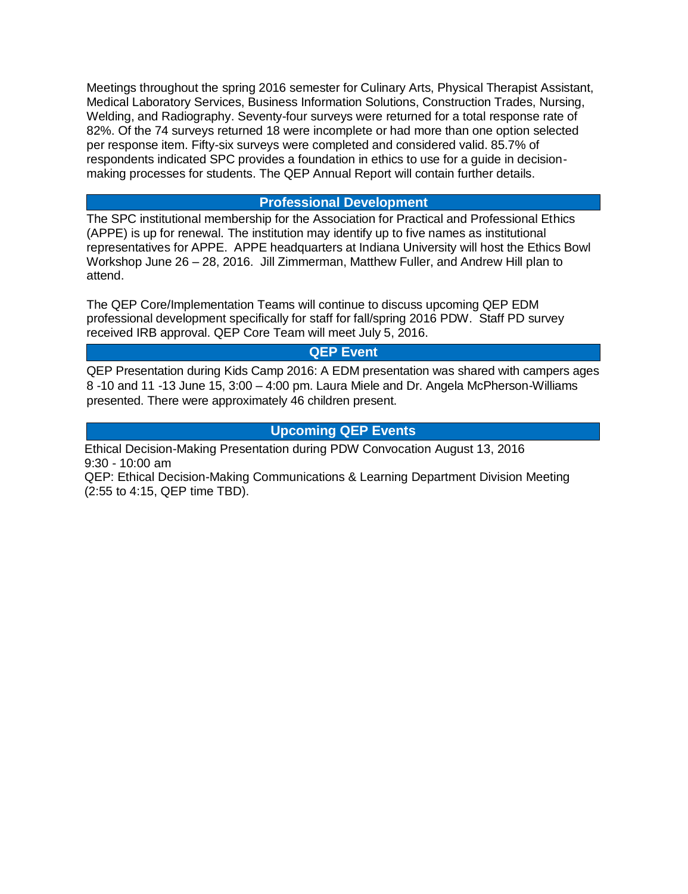Meetings throughout the spring 2016 semester for Culinary Arts, Physical Therapist Assistant, Medical Laboratory Services, Business Information Solutions, Construction Trades, Nursing, Welding, and Radiography. Seventy-four surveys were returned for a total response rate of 82%. Of the 74 surveys returned 18 were incomplete or had more than one option selected per response item. Fifty-six surveys were completed and considered valid. 85.7% of respondents indicated SPC provides a foundation in ethics to use for a guide in decision-making processes for students. The QEP Annual Report will contain further details.

## Professional Development

The SPC institutional membership for the Association for Practical and Professional Ethics (APPE) is up for renewal. The institution may identify up to five names as institutional representatives for APPE. APPE headquarters at Indiana University will host the Ethics Bowl Workshop June 26 – 28, 2016. Jill Zimmerman, Matthew Fuller, and Andrew Hill plan to attend.

The QEP Core/Implementation Teams will continue to discuss upcoming QEP EDM professional development specifically for staff for fall/spring 2016 PDW. Staff PD survey received IRB approval. QEP Core Team will meet July 5, 2016.

## QEP Event

QEP Presentation during Kids Camp 2016: A EDM presentation was shared with campers ages 8 -10 and 11 -13 June 15, 3:00 – 4:00 pm. Laura Miele and Dr. Angela McPherson-Williams presented. There were approximately 46 children present.

## Upcoming QEP Events

Ethical Decision-Making Presentation during PDW Convocation August 13, 2016
9:30 - 10:00 am

QEP: Ethical Decision-Making Communications & Learning Department Division Meeting (2:55 to 4:15, QEP time TBD).